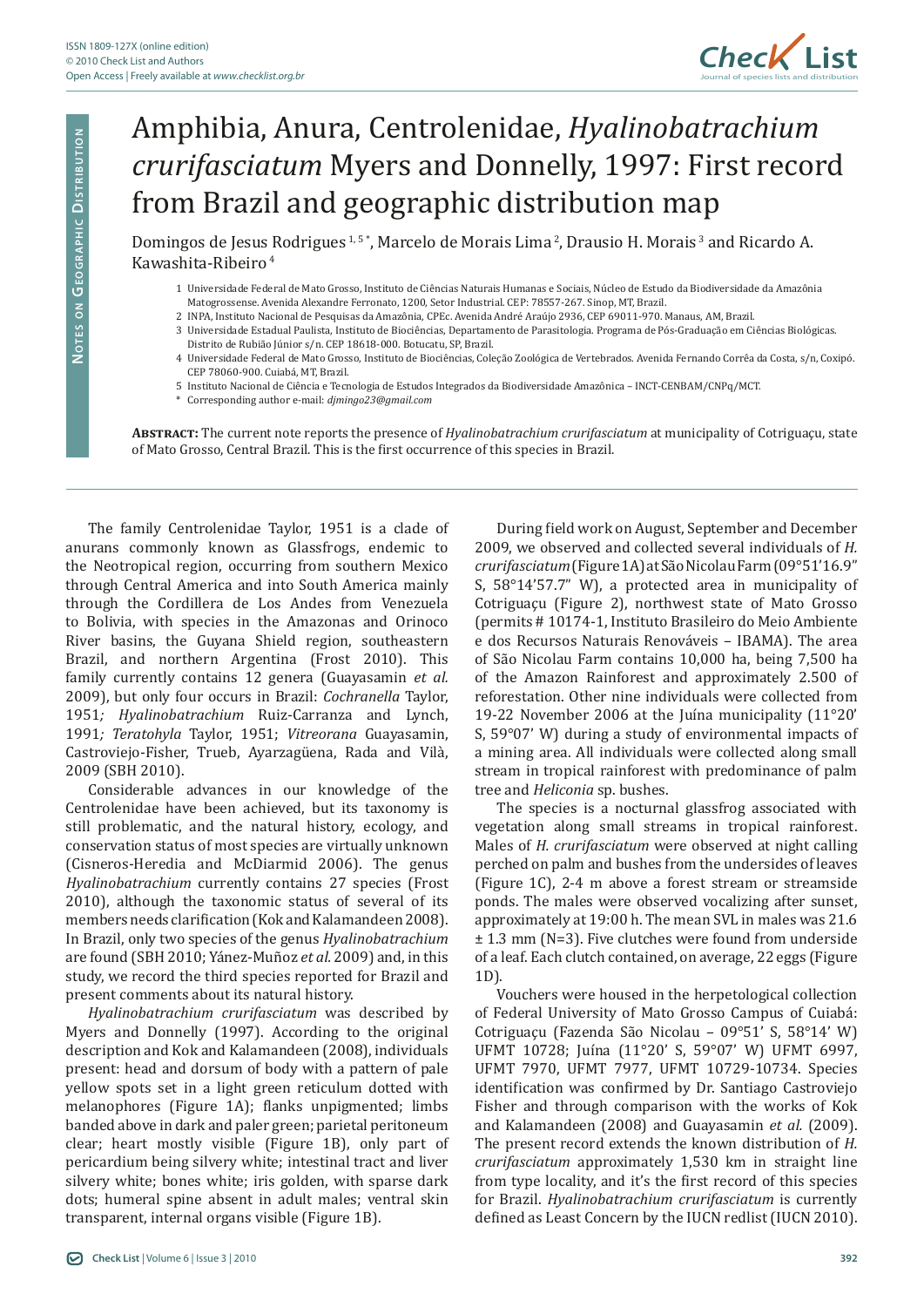# Amphibia, Anura, Centrolenidae, *Hyalinobatrachium crurifasciatum* Myers and Donnelly, 1997: First record from Brazil and geographic distribution map

Domingos de Jesus Rodrigues [1, 5 *], Marcelo de Morais Lima [2], Drausio H. Morais [3] and Ricardo A. Kawashita-Ribeiro [4]

1 Universidade Federal de Mato Grosso, Instituto de Ciências Naturais Humanas e Sociais, Núcleo de Estudo da Biodiversidade da Amazônia Matogrossense. Avenida Alexandre Ferronato, 1200, Setor Industrial. CEP: 78557-267. Sinop, MT, Brazil.

2 INPA, Instituto Nacional de Pesquisas da Amazônia, CPEc. Avenida André Araújo 2936, CEP 69011-970. Manaus, AM, Brazil.

3 Universidade Estadual Paulista, Instituto de Biociências, Departamento de Parasitologia. Programa de Pós-Graduação em Ciências Biológicas. Distrito de Rubião Júnior s/n. CEP 18618-000. Botucatu, SP, Brazil.

4 Universidade Federal de Mato Grosso, Instituto de Biociências, Coleção Zoológica de Vertebrados. Avenida Fernando Corrêa da Costa, s/n, Coxipó. CEP 78060-900. Cuiabá, MT, Brazil.

5 Instituto Nacional de Ciência e Tecnologia de Estudos Integrados da Biodiversidade Amazônica – INCT-CENBAM/CNPq/MCT.

\* Corresponding author e-mail: *djmingo23@gmail.com*

**Abstract:** The current note reports the presence of *Hyalinobatrachium crurifasciatum* at municipality of Cotriguaçu, state of Mato Grosso, Central Brazil. This is the first occurrence of this species in Brazil.

The family Centrolenidae Taylor, 1951 is a clade of anurans commonly known as Glassfrogs, endemic to the Neotropical region, occurring from southern Mexico through Central America and into South America mainly through the Cordillera de Los Andes from Venezuela to Bolivia, with species in the Amazonas and Orinoco River basins, the Guyana Shield region, southeastern Brazil, and northern Argentina (Frost 2010). This family currently contains 12 genera (Guayasamin *et al.* 2009), but only four occurs in Brazil: *Cochranella* Taylor, 1951*; Hyalinobatrachium* Ruiz-Carranza and Lynch, 1991*; Teratohyla* Taylor, 1951; *Vitreorana* Guayasamin, Castroviejo-Fisher, Trueb, Ayarzagüena, Rada and Vilà, 2009 (SBH 2010).

Considerable advances in our knowledge of the Centrolenidae have been achieved, but its taxonomy is still problematic, and the natural history, ecology, and conservation status of most species are virtually unknown (Cisneros-Heredia and McDiarmid 2006). The genus *Hyalinobatrachium* currently contains 27 species (Frost 2010), although the taxonomic status of several of its members needs clarification (Kok and Kalamandeen 2008). In Brazil, only two species of the genus *Hyalinobatrachium* are found (SBH 2010; Yánez-Muñoz *et al.* 2009) and, in this study, we record the third species reported for Brazil and present comments about its natural history.

*Hyalinobatrachium crurifasciatum* was described by Myers and Donnelly (1997). According to the original description and Kok and Kalamandeen (2008), individuals present: head and dorsum of body with a pattern of pale yellow spots set in a light green reticulum dotted with melanophores (Figure 1A); flanks unpigmented; limbs banded above in dark and paler green; parietal peritoneum clear; heart mostly visible (Figure 1B), only part of pericardium being silvery white; intestinal tract and liver silvery white; bones white; iris golden, with sparse dark dots; humeral spine absent in adult males; ventral skin transparent, internal organs visible (Figure 1B).

During field work on August, September and December 2009, we observed and collected several individuals of *H. crurifasciatum* (Figure 1A) at São Nicolau Farm (09°51'16.9" S, 58°14'57.7" W), a protected area in municipality of Cotriguaçu (Figure 2), northwest state of Mato Grosso (permits # 10174-1, Instituto Brasileiro do Meio Ambiente e dos Recursos Naturais Renováveis – IBAMA). The area of São Nicolau Farm contains 10,000 ha, being 7,500 ha of the Amazon Rainforest and approximately 2.500 of reforestation. Other nine individuals were collected from 19-22 November 2006 at the Juína municipality (11°20' S, 59°07' W) during a study of environmental impacts of a mining area. All individuals were collected along small stream in tropical rainforest with predominance of palm tree and *Heliconia* sp. bushes.

The species is a nocturnal glassfrog associated with vegetation along small streams in tropical rainforest. Males of *H. crurifasciatum* were observed at night calling perched on palm and bushes from the undersides of leaves (Figure 1C), 2-4 m above a forest stream or streamside ponds. The males were observed vocalizing after sunset, approximately at 19:00 h. The mean SVL in males was 21.6 ± 1.3 mm (N=3). Five clutches were found from underside of a leaf. Each clutch contained, on average, 22 eggs (Figure 1D).

Vouchers were housed in the herpetological collection of Federal University of Mato Grosso Campus of Cuiabá: Cotriguaçu (Fazenda São Nicolau – 09°51' S, 58°14' W) UFMT 10728; Juína (11°20' S, 59°07' W) UFMT 6997, UFMT 7970, UFMT 7977, UFMT 10729-10734. Species identification was confirmed by Dr. Santiago Castroviejo Fisher and through comparison with the works of Kok and Kalamandeen (2008) and Guayasamin *et al.* (2009). The present record extends the known distribution of *H. crurifasciatum* approximately 1,530 km in straight line from type locality, and it's the first record of this species for Brazil. *Hyalinobatrachium crurifasciatum* is currently defined as Least Concern by the IUCN redlist (IUCN 2010).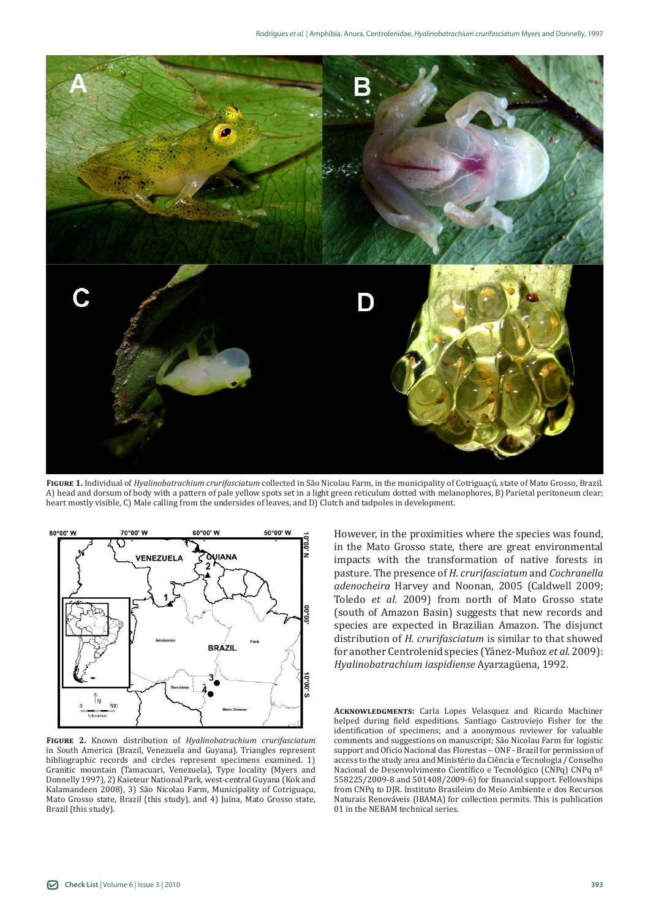**Figure 1.** Individual of *Hyalinobatrachium crurifasciatum* collected in São Nicolau Farm, in the municipality of Cotriguaçú, state of Mato Grosso, Brazil. A) head and dorsum of body with a pattern of pale yellow spots set in a light green reticulum dotted with melanophores, B) Parietal peritoneum clear; heart mostly visible, C) Male calling from the undersides of leaves, and D) Clutch and tadpoles in development.

**Figure 2.** Known distribution of *Hyalinobatrachium crurifasciatum* in South America (Brazil, Venezuela and Guyana). Triangles represent bibliographic records and circles represent specimens examined. 1) Granitic mountain (Tamacuari, Venezuela), Type locality (Myers and Donnelly 1997), 2) Kaieteur National Park, west-central Guyana (Kok and Kalamandeen 2008), 3) São Nicolau Farm, Municipality of Cotriguaçu, Mato Grosso state, Brazil (this study), and 4) Juína, Mato Grosso state, Brazil (this study).

However, in the proximities where the species was found, in the Mato Grosso state, there are great environmental impacts with the transformation of native forests in pasture. The presence of *H. crurifasciatum* and *Cochranella adenocheira* Harvey and Noonan, 2005 (Caldwell 2009; Toledo *et al.* 2009) from north of Mato Grosso state (south of Amazon Basin) suggests that new records and species are expected in Brazilian Amazon. The disjunct distribution of *H. crurifasciatum* is similar to that showed for another Centrolenid species (Yánez-Muñoz *et al.* 2009): *Hyalinobatrachium iaspidiense* Ayarzagüena, 1992.

**Acknowledgments:** Carla Lopes Velasquez and Ricardo Machiner helped during field expeditions. Santiago Castroviejo Fisher for the identification of specimens; and a anonymous reviewer for valuable comments and suggestions on manuscript; São Nicolau Farm for logistic support and Oficio Nacional das Florestas – ONF - Brazil for permission of access to the study area and Ministério da Ciência e Tecnologia / Conselho Nacional de Desenvolvimento Científico e Tecnológico (CNPq) CNPq nº 558225/2009-8 and 501408/2009-6) for financial support. Fellowships from CNPq to DJR. Instituto Brasileiro do Meio Ambiente e dos Recursos Naturais Renováveis (IBAMA) for collection permits. This is publication 01 in the NEBAM technical series.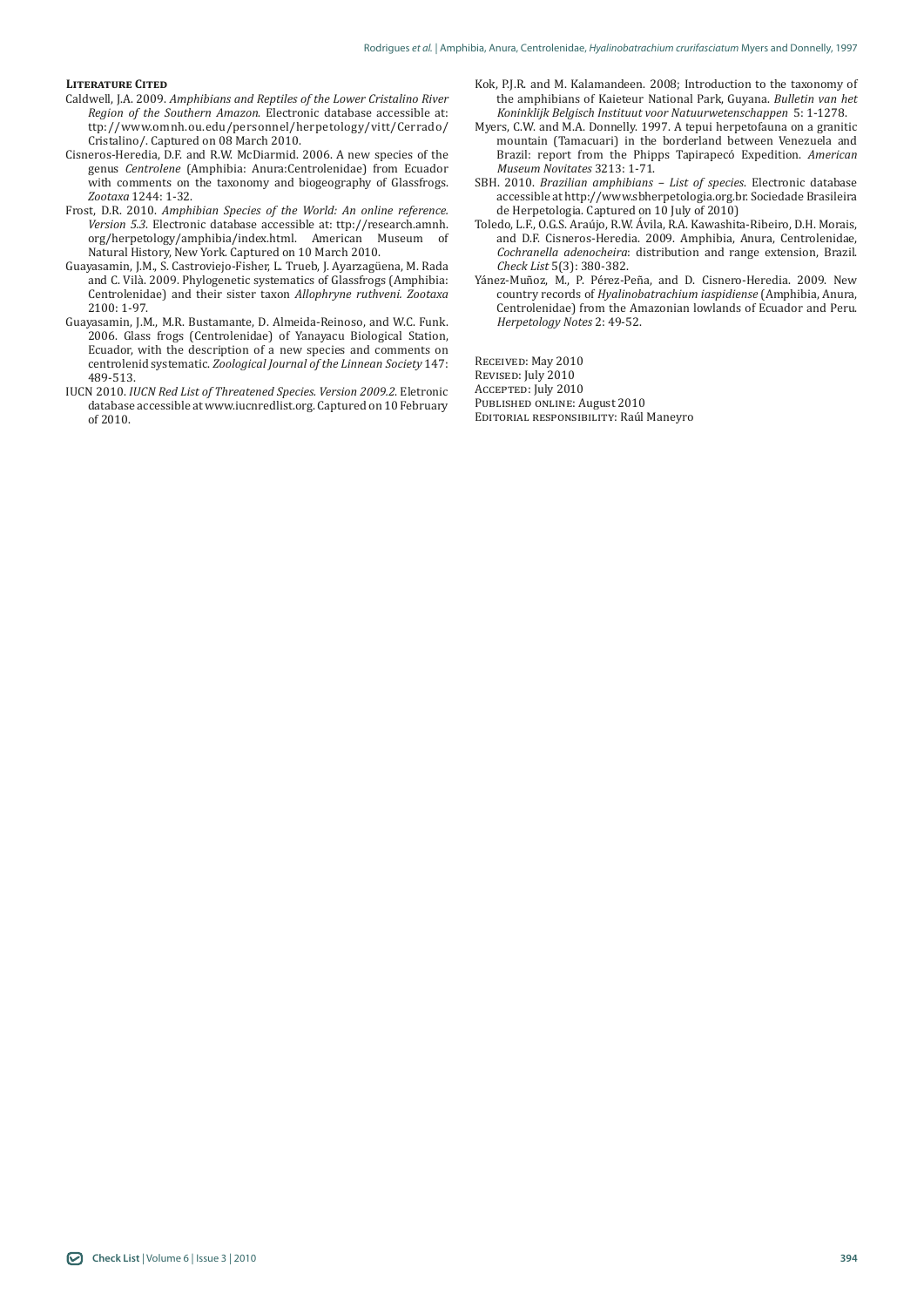## Literature Cited

Caldwell, J.A. 2009. *Amphibians and Reptiles of the Lower Cristalino River Region of the Southern Amazon*. Electronic database accessible at: ttp://www.omnh.ou.edu/personnel/herpetology/vitt/Cerrado/Cristalino/. Captured on 08 March 2010.

Cisneros-Heredia, D.F. and R.W. McDiarmid. 2006. A new species of the genus *Centrolene* (Amphibia: Anura:Centrolenidae) from Ecuador with comments on the taxonomy and biogeography of Glassfrogs. *Zootaxa* 1244: 1-32.

Frost, D.R. 2010. *Amphibian Species of the World: An online reference. Version 5.3*. Electronic database accessible at: ttp://research.amnh.org/herpetology/amphibia/index.html. American Museum of Natural History, New York. Captured on 10 March 2010.

Guayasamin, J.M., S. Castroviejo-Fisher, L. Trueb, J. Ayarzagüena, M. Rada and C. Vilà. 2009. Phylogenetic systematics of Glassfrogs (Amphibia: Centrolenidae) and their sister taxon *Allophryne ruthveni. Zootaxa* 2100: 1-97.

Guayasamin, J.M., M.R. Bustamante, D. Almeida-Reinoso, and W.C. Funk. 2006. Glass frogs (Centrolenidae) of Yanayacu Biological Station, Ecuador, with the description of a new species and comments on centrolenid systematic. *Zoological Journal of the Linnean Society* 147: 489-513.

IUCN 2010. *IUCN Red List of Threatened Species. Version 2009.2*. Eletronic database accessible at www.iucnredlist.org. Captured on 10 February of 2010.

Kok, P.J.R. and M. Kalamandeen. 2008; Introduction to the taxonomy of the amphibians of Kaieteur National Park, Guyana. *Bulletin van het Koninklijk Belgisch Instituut voor Natuurwetenschappen* 5: 1-1278.

Myers, C.W. and M.A. Donnelly. 1997. A tepui herpetofauna on a granitic mountain (Tamacuari) in the borderland between Venezuela and Brazil: report from the Phipps Tapirapecó Expedition. *American Museum Novitates* 3213: 1-71.

SBH. 2010. *Brazilian amphibians – List of species*. Electronic database accessible at http://www.sbherpetologia.org.br. Sociedade Brasileira de Herpetologia. Captured on 10 July of 2010)

Toledo, L.F., O.G.S. Araújo, R.W. Ávila, R.A. Kawashita-Ribeiro, D.H. Morais, and D.F. Cisneros-Heredia. 2009. Amphibia, Anura, Centrolenidae, *Cochranella adenocheira*: distribution and range extension, Brazil. *Check List* 5(3): 380-382.

Yánez-Muñoz, M., P. Pérez-Peña, and D. Cisnero-Heredia. 2009. New country records of *Hyalinobatrachium iaspidiense* (Amphibia, Anura, Centrolenidae) from the Amazonian lowlands of Ecuador and Peru. *Herpetology Notes* 2: 49-52.

Received: May 2010
Revised: July 2010
Accepted: July 2010
Published online: August 2010
Editorial responsibility: Raúl Maneyro